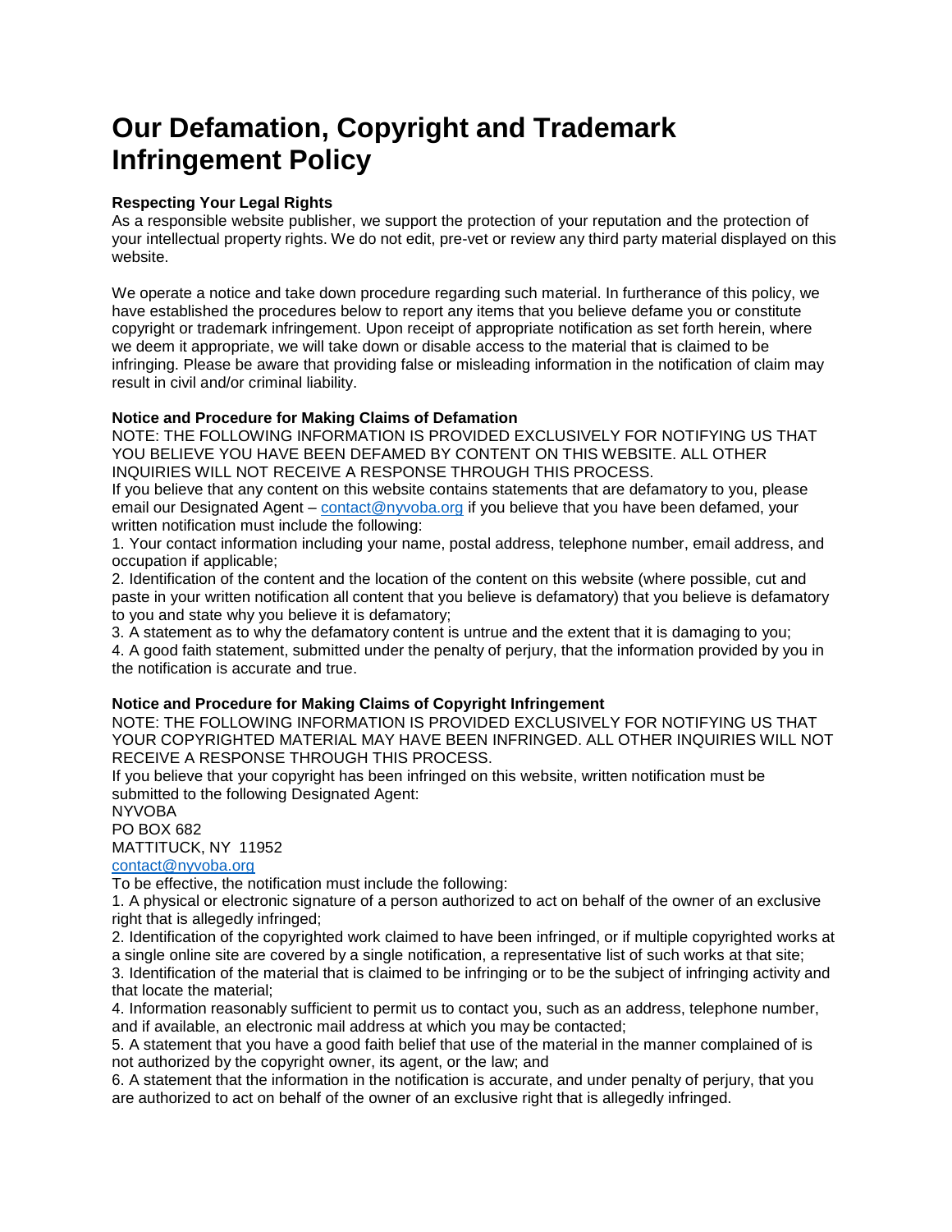# Our Defamation, Copyright and Trademark Infringement Policy

**Respecting Your Legal Rights**

As a responsible website publisher, we support the protection of your reputation and the protection of your intellectual property rights. We do not edit, pre-vet or review any third party material displayed on this website.

We operate a notice and take down procedure regarding such material. In furtherance of this policy, we have established the procedures below to report any items that you believe defame you or constitute copyright or trademark infringement. Upon receipt of appropriate notification as set forth herein, where we deem it appropriate, we will take down or disable access to the material that is claimed to be infringing. Please be aware that providing false or misleading information in the notification of claim may result in civil and/or criminal liability.

**Notice and Procedure for Making Claims of Defamation**

NOTE: THE FOLLOWING INFORMATION IS PROVIDED EXCLUSIVELY FOR NOTIFYING US THAT YOU BELIEVE YOU HAVE BEEN DEFAMED BY CONTENT ON THIS WEBSITE. ALL OTHER INQUIRIES WILL NOT RECEIVE A RESPONSE THROUGH THIS PROCESS.

If you believe that any content on this website contains statements that are defamatory to you, please email our Designated Agent – contact@nyvoba.org if you believe that you have been defamed, your written notification must include the following:

1. Your contact information including your name, postal address, telephone number, email address, and occupation if applicable;
2. Identification of the content and the location of the content on this website (where possible, cut and paste in your written notification all content that you believe is defamatory) that you believe is defamatory to you and state why you believe it is defamatory;
3. A statement as to why the defamatory content is untrue and the extent that it is damaging to you;
4. A good faith statement, submitted under the penalty of perjury, that the information provided by you in the notification is accurate and true.

**Notice and Procedure for Making Claims of Copyright Infringement**

NOTE: THE FOLLOWING INFORMATION IS PROVIDED EXCLUSIVELY FOR NOTIFYING US THAT YOUR COPYRIGHTED MATERIAL MAY HAVE BEEN INFRINGED. ALL OTHER INQUIRIES WILL NOT RECEIVE A RESPONSE THROUGH THIS PROCESS.

If you believe that your copyright has been infringed on this website, written notification must be submitted to the following Designated Agent:

NYVOBA
PO BOX 682
MATTITUCK, NY 11952
contact@nyvoba.org

To be effective, the notification must include the following:

1. A physical or electronic signature of a person authorized to act on behalf of the owner of an exclusive right that is allegedly infringed;
2. Identification of the copyrighted work claimed to have been infringed, or if multiple copyrighted works at a single online site are covered by a single notification, a representative list of such works at that site;
3. Identification of the material that is claimed to be infringing or to be the subject of infringing activity and that locate the material;
4. Information reasonably sufficient to permit us to contact you, such as an address, telephone number, and if available, an electronic mail address at which you may be contacted;
5. A statement that you have a good faith belief that use of the material in the manner complained of is not authorized by the copyright owner, its agent, or the law; and
6. A statement that the information in the notification is accurate, and under penalty of perjury, that you are authorized to act on behalf of the owner of an exclusive right that is allegedly infringed.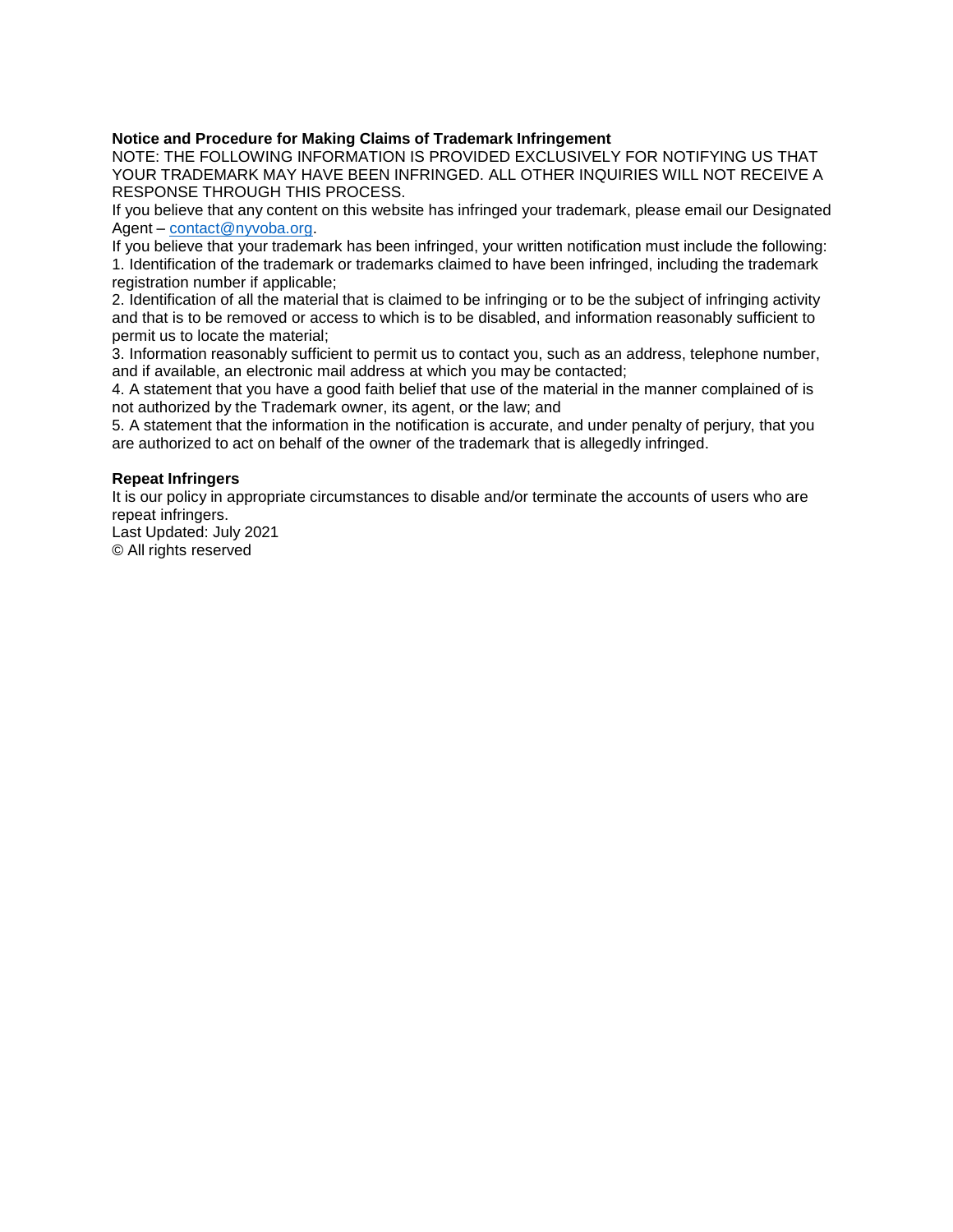**Notice and Procedure for Making Claims of Trademark Infringement**

NOTE: THE FOLLOWING INFORMATION IS PROVIDED EXCLUSIVELY FOR NOTIFYING US THAT YOUR TRADEMARK MAY HAVE BEEN INFRINGED. ALL OTHER INQUIRIES WILL NOT RECEIVE A RESPONSE THROUGH THIS PROCESS.

If you believe that any content on this website has infringed your trademark, please email our Designated Agent – contact@nyvoba.org.

If you believe that your trademark has been infringed, your written notification must include the following:

1. Identification of the trademark or trademarks claimed to have been infringed, including the trademark registration number if applicable;
2. Identification of all the material that is claimed to be infringing or to be the subject of infringing activity and that is to be removed or access to which is to be disabled, and information reasonably sufficient to permit us to locate the material;
3. Information reasonably sufficient to permit us to contact you, such as an address, telephone number, and if available, an electronic mail address at which you may be contacted;
4. A statement that you have a good faith belief that use of the material in the manner complained of is not authorized by the Trademark owner, its agent, or the law; and
5. A statement that the information in the notification is accurate, and under penalty of perjury, that you are authorized to act on behalf of the owner of the trademark that is allegedly infringed.

**Repeat Infringers**

It is our policy in appropriate circumstances to disable and/or terminate the accounts of users who are repeat infringers.

Last Updated: July 2021

© All rights reserved